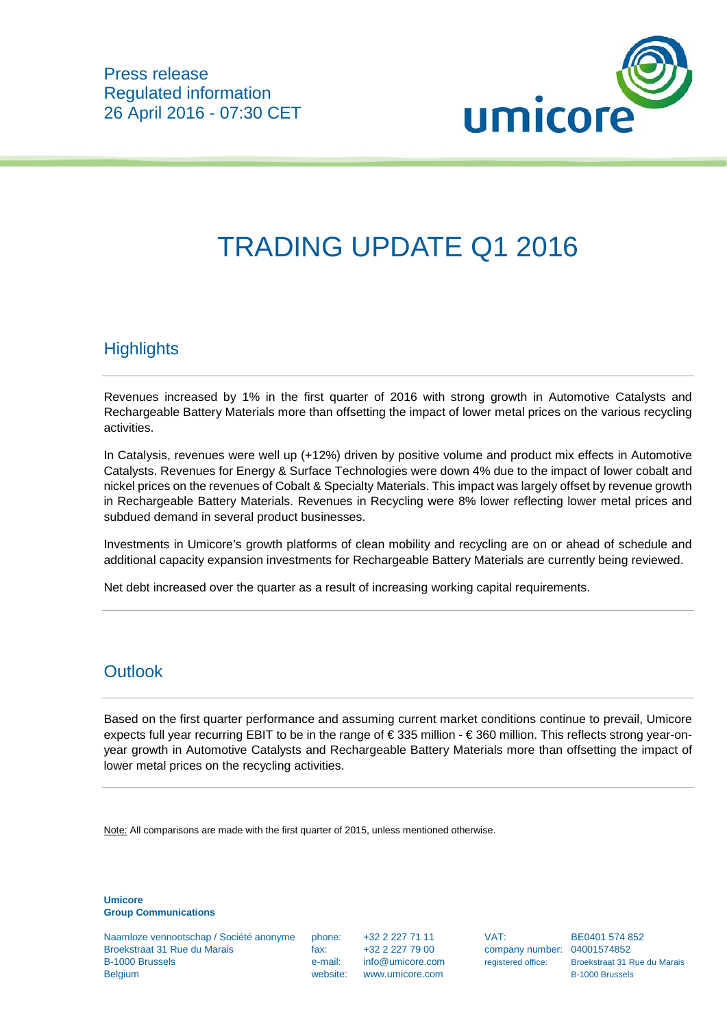Press release
Regulated information
26 April 2016 - 07:30 CET

# TRADING UPDATE Q1 2016

## Highlights

Revenues increased by 1% in the first quarter of 2016 with strong growth in Automotive Catalysts and Rechargeable Battery Materials more than offsetting the impact of lower metal prices on the various recycling activities.

In Catalysis, revenues were well up (+12%) driven by positive volume and product mix effects in Automotive Catalysts. Revenues for Energy & Surface Technologies were down 4% due to the impact of lower cobalt and nickel prices on the revenues of Cobalt & Specialty Materials. This impact was largely offset by revenue growth in Rechargeable Battery Materials. Revenues in Recycling were 8% lower reflecting lower metal prices and subdued demand in several product businesses.

Investments in Umicore's growth platforms of clean mobility and recycling are on or ahead of schedule and additional capacity expansion investments for Rechargeable Battery Materials are currently being reviewed.

Net debt increased over the quarter as a result of increasing working capital requirements.

## Outlook

Based on the first quarter performance and assuming current market conditions continue to prevail, Umicore expects full year recurring EBIT to be in the range of € 335 million - € 360 million. This reflects strong year-on-year growth in Automotive Catalysts and Rechargeable Battery Materials more than offsetting the impact of lower metal prices on the recycling activities.

Note: All comparisons are made with the first quarter of 2015, unless mentioned otherwise.

**Umicore**
**Group Communications**

Naamloze vennootschap / Société anonyme
Broekstraat 31 Rue du Marais
B-1000 Brussels
Belgium

phone: +32 2 227 71 11
fax: +32 2 227 79 00
e-mail: info@umicore.com
website: www.umicore.com

VAT: BE0401 574 852
company number: 04001574852
registered office: Broekstraat 31 Rue du Marais B-1000 Brussels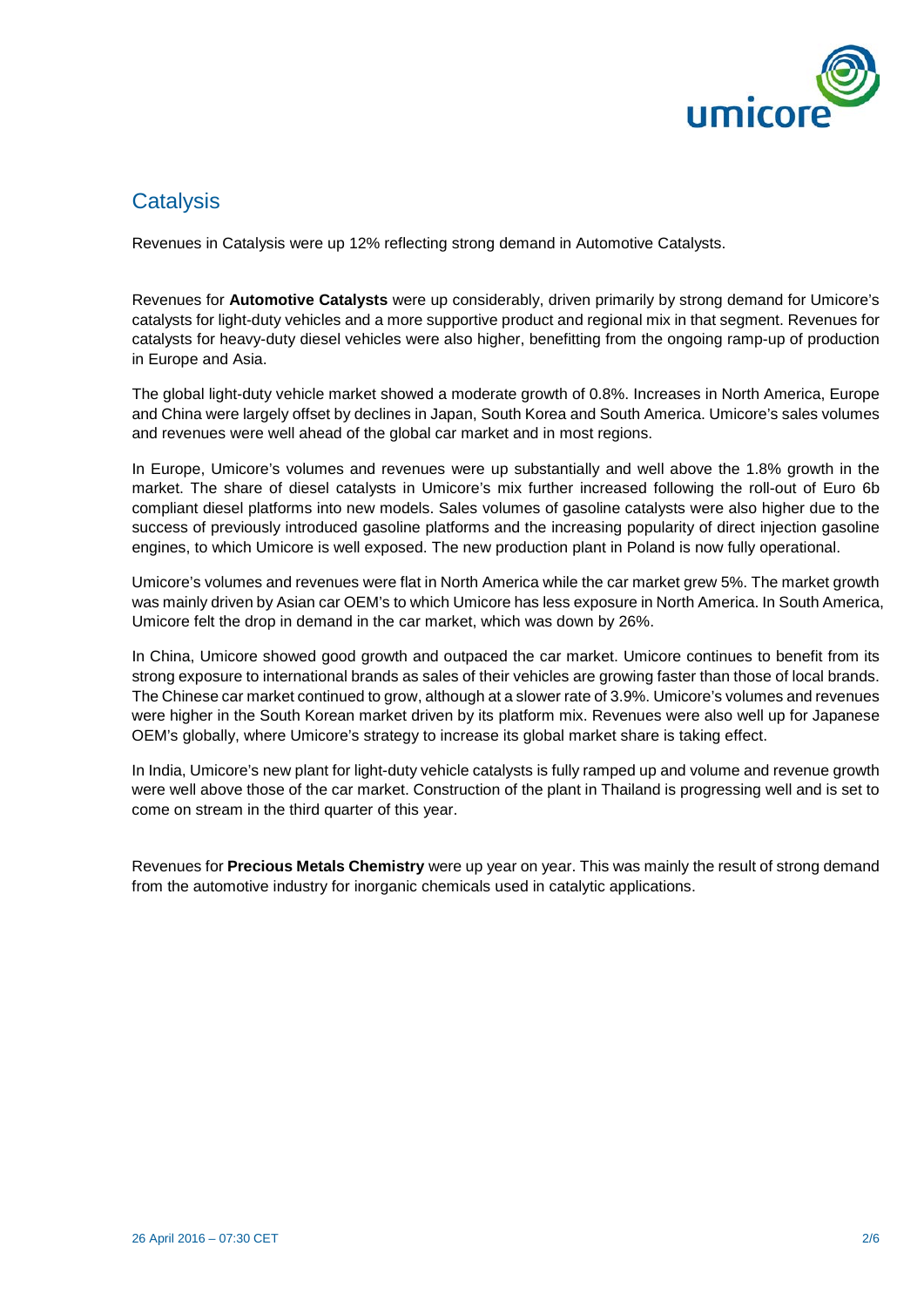## Catalysis

Revenues in Catalysis were up 12% reflecting strong demand in Automotive Catalysts.

Revenues for **Automotive Catalysts** were up considerably, driven primarily by strong demand for Umicore's catalysts for light-duty vehicles and a more supportive product and regional mix in that segment. Revenues for catalysts for heavy-duty diesel vehicles were also higher, benefitting from the ongoing ramp-up of production in Europe and Asia.

The global light-duty vehicle market showed a moderate growth of 0.8%. Increases in North America, Europe and China were largely offset by declines in Japan, South Korea and South America. Umicore's sales volumes and revenues were well ahead of the global car market and in most regions.

In Europe, Umicore's volumes and revenues were up substantially and well above the 1.8% growth in the market. The share of diesel catalysts in Umicore's mix further increased following the roll-out of Euro 6b compliant diesel platforms into new models. Sales volumes of gasoline catalysts were also higher due to the success of previously introduced gasoline platforms and the increasing popularity of direct injection gasoline engines, to which Umicore is well exposed. The new production plant in Poland is now fully operational.

Umicore's volumes and revenues were flat in North America while the car market grew 5%. The market growth was mainly driven by Asian car OEM's to which Umicore has less exposure in North America. In South America, Umicore felt the drop in demand in the car market, which was down by 26%.

In China, Umicore showed good growth and outpaced the car market. Umicore continues to benefit from its strong exposure to international brands as sales of their vehicles are growing faster than those of local brands. The Chinese car market continued to grow, although at a slower rate of 3.9%. Umicore's volumes and revenues were higher in the South Korean market driven by its platform mix. Revenues were also well up for Japanese OEM's globally, where Umicore's strategy to increase its global market share is taking effect.

In India, Umicore's new plant for light-duty vehicle catalysts is fully ramped up and volume and revenue growth were well above those of the car market. Construction of the plant in Thailand is progressing well and is set to come on stream in the third quarter of this year.

Revenues for **Precious Metals Chemistry** were up year on year. This was mainly the result of strong demand from the automotive industry for inorganic chemicals used in catalytic applications.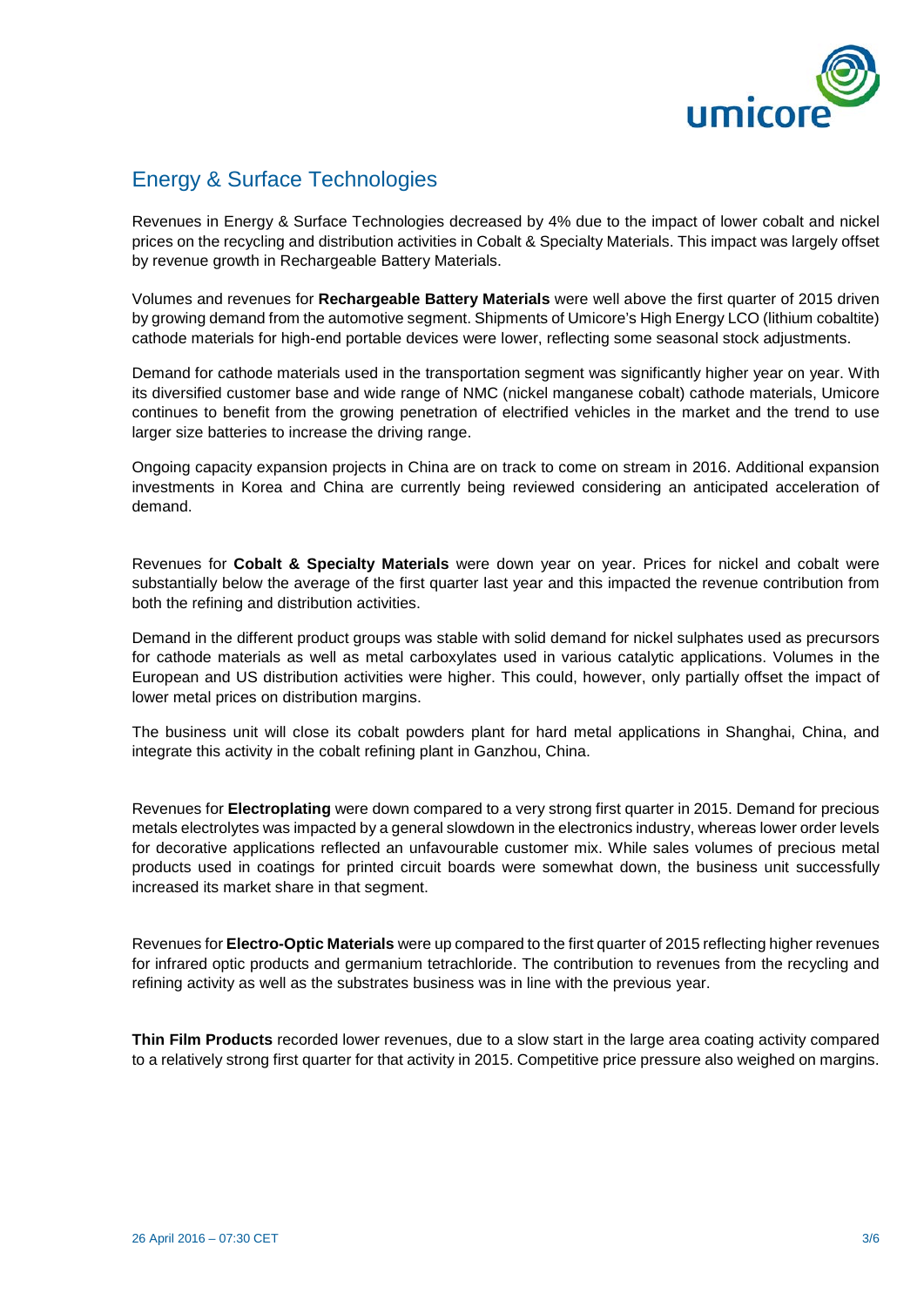## Energy & Surface Technologies

Revenues in Energy & Surface Technologies decreased by 4% due to the impact of lower cobalt and nickel prices on the recycling and distribution activities in Cobalt & Specialty Materials. This impact was largely offset by revenue growth in Rechargeable Battery Materials.

Volumes and revenues for **Rechargeable Battery Materials** were well above the first quarter of 2015 driven by growing demand from the automotive segment. Shipments of Umicore's High Energy LCO (lithium cobaltite) cathode materials for high-end portable devices were lower, reflecting some seasonal stock adjustments.

Demand for cathode materials used in the transportation segment was significantly higher year on year. With its diversified customer base and wide range of NMC (nickel manganese cobalt) cathode materials, Umicore continues to benefit from the growing penetration of electrified vehicles in the market and the trend to use larger size batteries to increase the driving range.

Ongoing capacity expansion projects in China are on track to come on stream in 2016. Additional expansion investments in Korea and China are currently being reviewed considering an anticipated acceleration of demand.

Revenues for **Cobalt & Specialty Materials** were down year on year. Prices for nickel and cobalt were substantially below the average of the first quarter last year and this impacted the revenue contribution from both the refining and distribution activities.

Demand in the different product groups was stable with solid demand for nickel sulphates used as precursors for cathode materials as well as metal carboxylates used in various catalytic applications. Volumes in the European and US distribution activities were higher. This could, however, only partially offset the impact of lower metal prices on distribution margins.

The business unit will close its cobalt powders plant for hard metal applications in Shanghai, China, and integrate this activity in the cobalt refining plant in Ganzhou, China.

Revenues for **Electroplating** were down compared to a very strong first quarter in 2015. Demand for precious metals electrolytes was impacted by a general slowdown in the electronics industry, whereas lower order levels for decorative applications reflected an unfavourable customer mix. While sales volumes of precious metal products used in coatings for printed circuit boards were somewhat down, the business unit successfully increased its market share in that segment.

Revenues for **Electro-Optic Materials** were up compared to the first quarter of 2015 reflecting higher revenues for infrared optic products and germanium tetrachloride. The contribution to revenues from the recycling and refining activity as well as the substrates business was in line with the previous year.

**Thin Film Products** recorded lower revenues, due to a slow start in the large area coating activity compared to a relatively strong first quarter for that activity in 2015. Competitive price pressure also weighed on margins.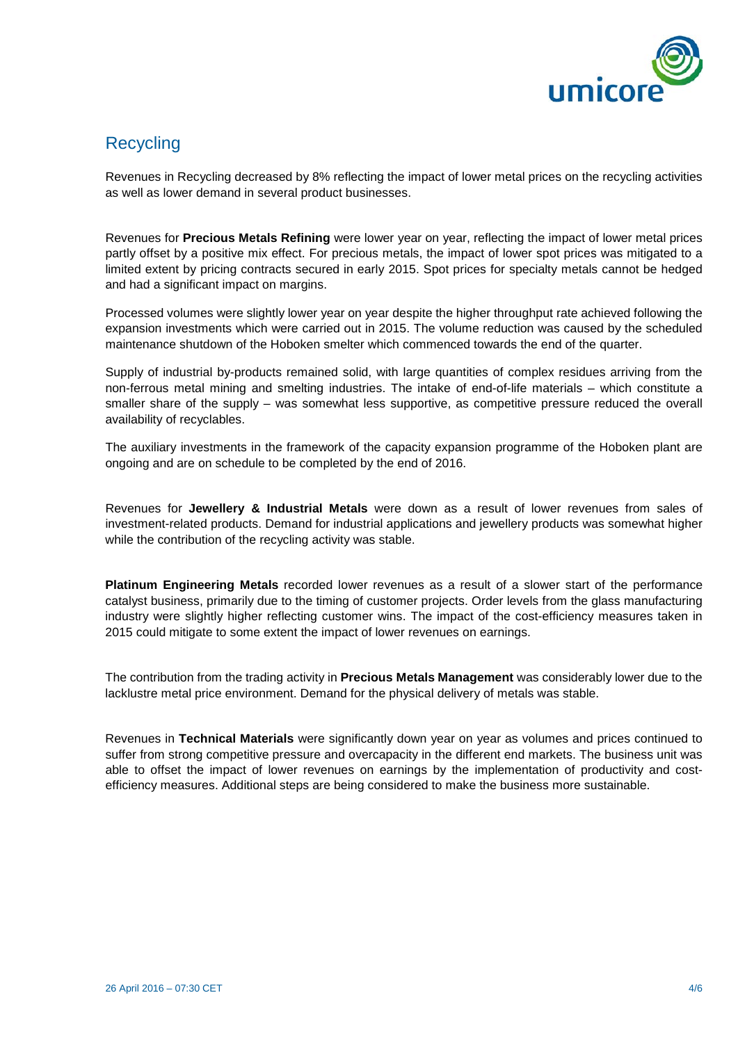## Recycling

Revenues in Recycling decreased by 8% reflecting the impact of lower metal prices on the recycling activities as well as lower demand in several product businesses.

Revenues for **Precious Metals Refining** were lower year on year, reflecting the impact of lower metal prices partly offset by a positive mix effect. For precious metals, the impact of lower spot prices was mitigated to a limited extent by pricing contracts secured in early 2015. Spot prices for specialty metals cannot be hedged and had a significant impact on margins.

Processed volumes were slightly lower year on year despite the higher throughput rate achieved following the expansion investments which were carried out in 2015. The volume reduction was caused by the scheduled maintenance shutdown of the Hoboken smelter which commenced towards the end of the quarter.

Supply of industrial by-products remained solid, with large quantities of complex residues arriving from the non-ferrous metal mining and smelting industries. The intake of end-of-life materials – which constitute a smaller share of the supply – was somewhat less supportive, as competitive pressure reduced the overall availability of recyclables.

The auxiliary investments in the framework of the capacity expansion programme of the Hoboken plant are ongoing and are on schedule to be completed by the end of 2016.

Revenues for **Jewellery & Industrial Metals** were down as a result of lower revenues from sales of investment-related products. Demand for industrial applications and jewellery products was somewhat higher while the contribution of the recycling activity was stable.

**Platinum Engineering Metals** recorded lower revenues as a result of a slower start of the performance catalyst business, primarily due to the timing of customer projects. Order levels from the glass manufacturing industry were slightly higher reflecting customer wins. The impact of the cost-efficiency measures taken in 2015 could mitigate to some extent the impact of lower revenues on earnings.

The contribution from the trading activity in **Precious Metals Management** was considerably lower due to the lacklustre metal price environment. Demand for the physical delivery of metals was stable.

Revenues in **Technical Materials** were significantly down year on year as volumes and prices continued to suffer from strong competitive pressure and overcapacity in the different end markets. The business unit was able to offset the impact of lower revenues on earnings by the implementation of productivity and cost-efficiency measures. Additional steps are being considered to make the business more sustainable.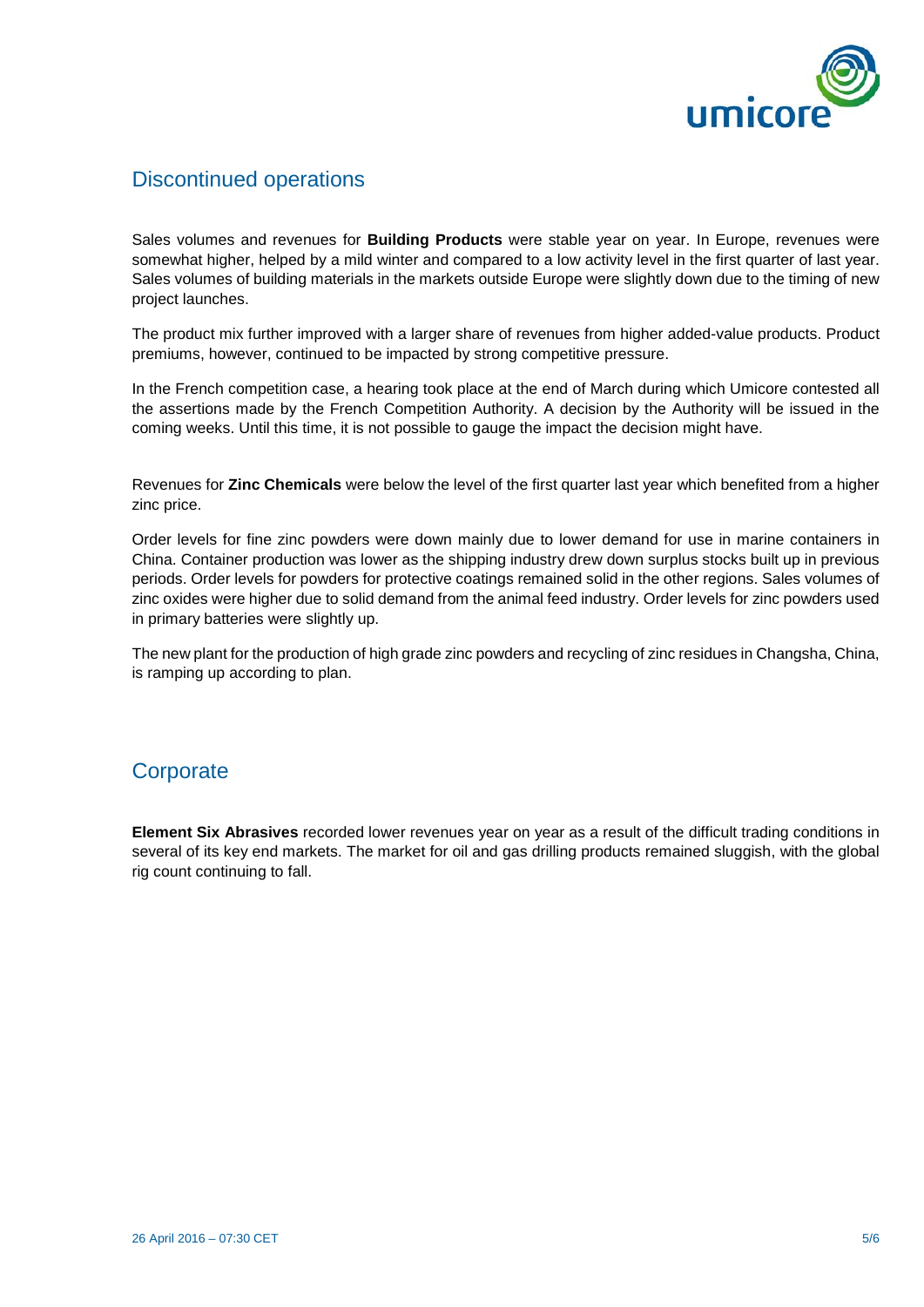## Discontinued operations

Sales volumes and revenues for **Building Products** were stable year on year. In Europe, revenues were somewhat higher, helped by a mild winter and compared to a low activity level in the first quarter of last year. Sales volumes of building materials in the markets outside Europe were slightly down due to the timing of new project launches.

The product mix further improved with a larger share of revenues from higher added-value products. Product premiums, however, continued to be impacted by strong competitive pressure.

In the French competition case, a hearing took place at the end of March during which Umicore contested all the assertions made by the French Competition Authority. A decision by the Authority will be issued in the coming weeks. Until this time, it is not possible to gauge the impact the decision might have.

Revenues for **Zinc Chemicals** were below the level of the first quarter last year which benefited from a higher zinc price.

Order levels for fine zinc powders were down mainly due to lower demand for use in marine containers in China. Container production was lower as the shipping industry drew down surplus stocks built up in previous periods. Order levels for powders for protective coatings remained solid in the other regions. Sales volumes of zinc oxides were higher due to solid demand from the animal feed industry. Order levels for zinc powders used in primary batteries were slightly up.

The new plant for the production of high grade zinc powders and recycling of zinc residues in Changsha, China, is ramping up according to plan.

## Corporate

**Element Six Abrasives** recorded lower revenues year on year as a result of the difficult trading conditions in several of its key end markets. The market for oil and gas drilling products remained sluggish, with the global rig count continuing to fall.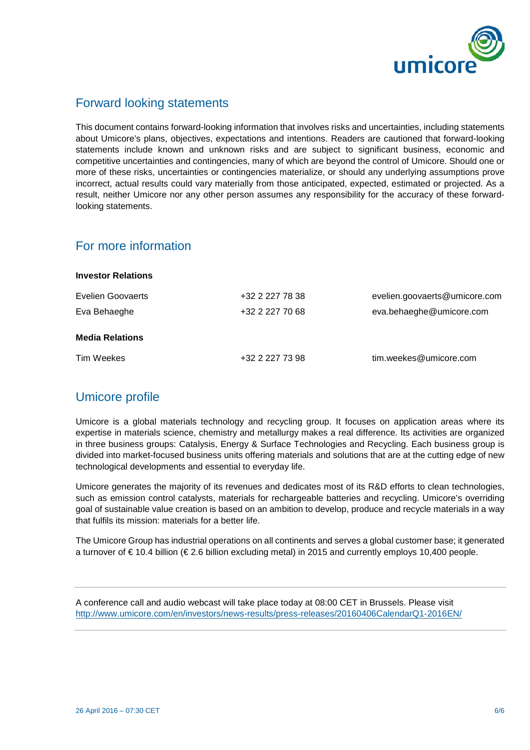## Forward looking statements

This document contains forward-looking information that involves risks and uncertainties, including statements about Umicore's plans, objectives, expectations and intentions. Readers are cautioned that forward-looking statements include known and unknown risks and are subject to significant business, economic and competitive uncertainties and contingencies, many of which are beyond the control of Umicore. Should one or more of these risks, uncertainties or contingencies materialize, or should any underlying assumptions prove incorrect, actual results could vary materially from those anticipated, expected, estimated or projected. As a result, neither Umicore nor any other person assumes any responsibility for the accuracy of these forward-looking statements.

## For more information

**Investor Relations**

| | | |
|---|---|---|
| Evelien Goovaerts | +32 2 227 78 38 | evelien.goovaerts@umicore.com |
| Eva Behaeghe | +32 2 227 70 68 | eva.behaeghe@umicore.com |

**Media Relations**

| | | |
|---|---|---|
| Tim Weekes | +32 2 227 73 98 | tim.weekes@umicore.com |

## Umicore profile

Umicore is a global materials technology and recycling group. It focuses on application areas where its expertise in materials science, chemistry and metallurgy makes a real difference. Its activities are organized in three business groups: Catalysis, Energy & Surface Technologies and Recycling. Each business group is divided into market-focused business units offering materials and solutions that are at the cutting edge of new technological developments and essential to everyday life.

Umicore generates the majority of its revenues and dedicates most of its R&D efforts to clean technologies, such as emission control catalysts, materials for rechargeable batteries and recycling. Umicore's overriding goal of sustainable value creation is based on an ambition to develop, produce and recycle materials in a way that fulfils its mission: materials for a better life.

The Umicore Group has industrial operations on all continents and serves a global customer base; it generated a turnover of € 10.4 billion (€ 2.6 billion excluding metal) in 2015 and currently employs 10,400 people.

---

A conference call and audio webcast will take place today at 08:00 CET in Brussels. Please visit http://www.umicore.com/en/investors/news-results/press-releases/20160406CalendarQ1-2016EN/

---

26 April 2016 – 07:30 CET